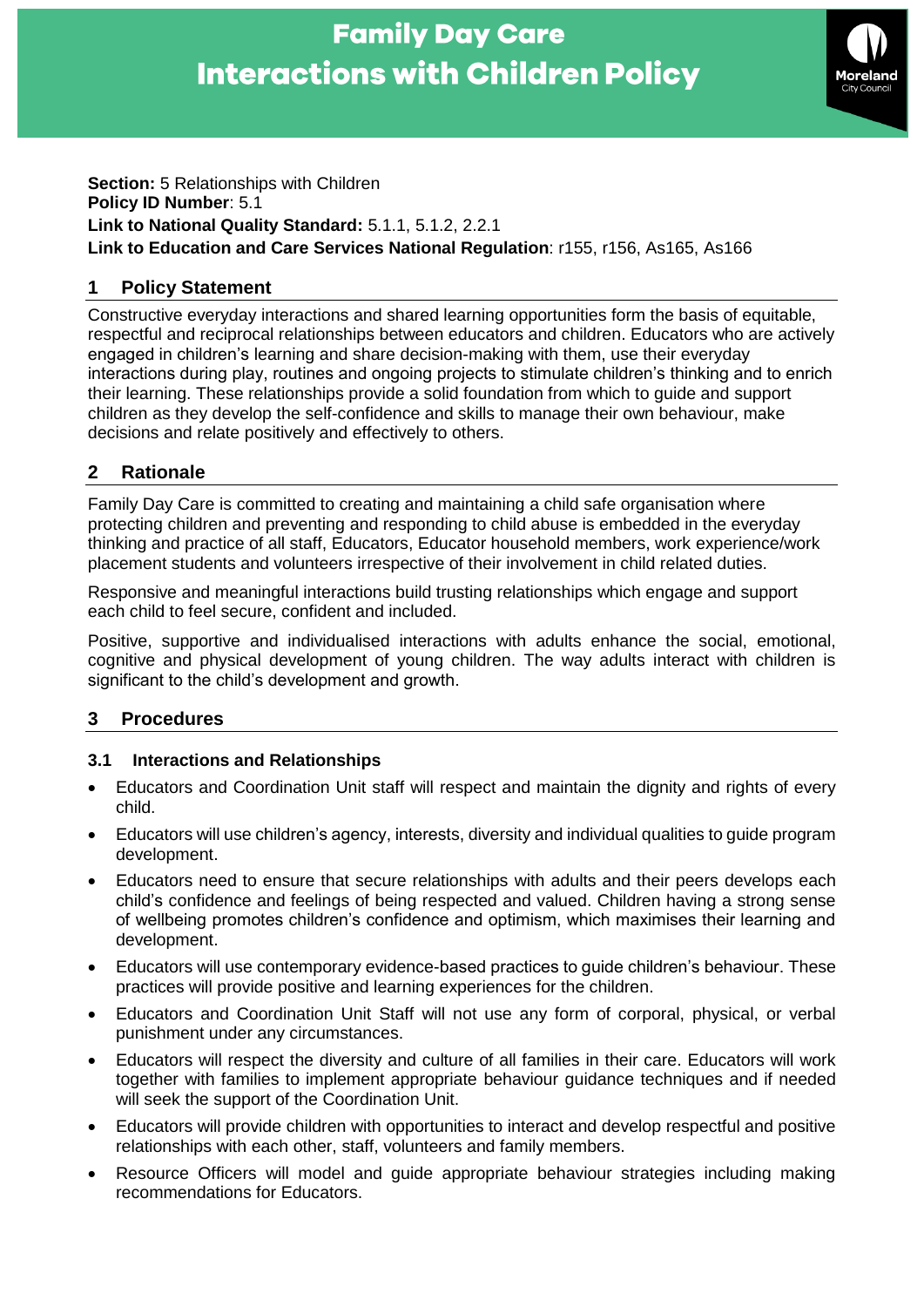# Family Day Care
# Interactions with Children Policy

**Section:** 5 Relationships with Children
**Policy ID Number**: 5.1
**Link to National Quality Standard:** 5.1.1, 5.1.2, 2.2.1
**Link to Education and Care Services National Regulation**: r155, r156, As165, As166

## 1 Policy Statement

Constructive everyday interactions and shared learning opportunities form the basis of equitable, respectful and reciprocal relationships between educators and children. Educators who are actively engaged in children's learning and share decision-making with them, use their everyday interactions during play, routines and ongoing projects to stimulate children's thinking and to enrich their learning. These relationships provide a solid foundation from which to guide and support children as they develop the self-confidence and skills to manage their own behaviour, make decisions and relate positively and effectively to others.

## 2 Rationale

Family Day Care is committed to creating and maintaining a child safe organisation where protecting children and preventing and responding to child abuse is embedded in the everyday thinking and practice of all staff, Educators, Educator household members, work experience/work placement students and volunteers irrespective of their involvement in child related duties.

Responsive and meaningful interactions build trusting relationships which engage and support each child to feel secure, confident and included.

Positive, supportive and individualised interactions with adults enhance the social, emotional, cognitive and physical development of young children. The way adults interact with children is significant to the child's development and growth.

## 3 Procedures

### 3.1 Interactions and Relationships

- Educators and Coordination Unit staff will respect and maintain the dignity and rights of every child.
- Educators will use children's agency, interests, diversity and individual qualities to guide program development.
- Educators need to ensure that secure relationships with adults and their peers develops each child's confidence and feelings of being respected and valued. Children having a strong sense of wellbeing promotes children's confidence and optimism, which maximises their learning and development.
- Educators will use contemporary evidence-based practices to guide children's behaviour. These practices will provide positive and learning experiences for the children.
- Educators and Coordination Unit Staff will not use any form of corporal, physical, or verbal punishment under any circumstances.
- Educators will respect the diversity and culture of all families in their care. Educators will work together with families to implement appropriate behaviour guidance techniques and if needed will seek the support of the Coordination Unit.
- Educators will provide children with opportunities to interact and develop respectful and positive relationships with each other, staff, volunteers and family members.
- Resource Officers will model and guide appropriate behaviour strategies including making recommendations for Educators.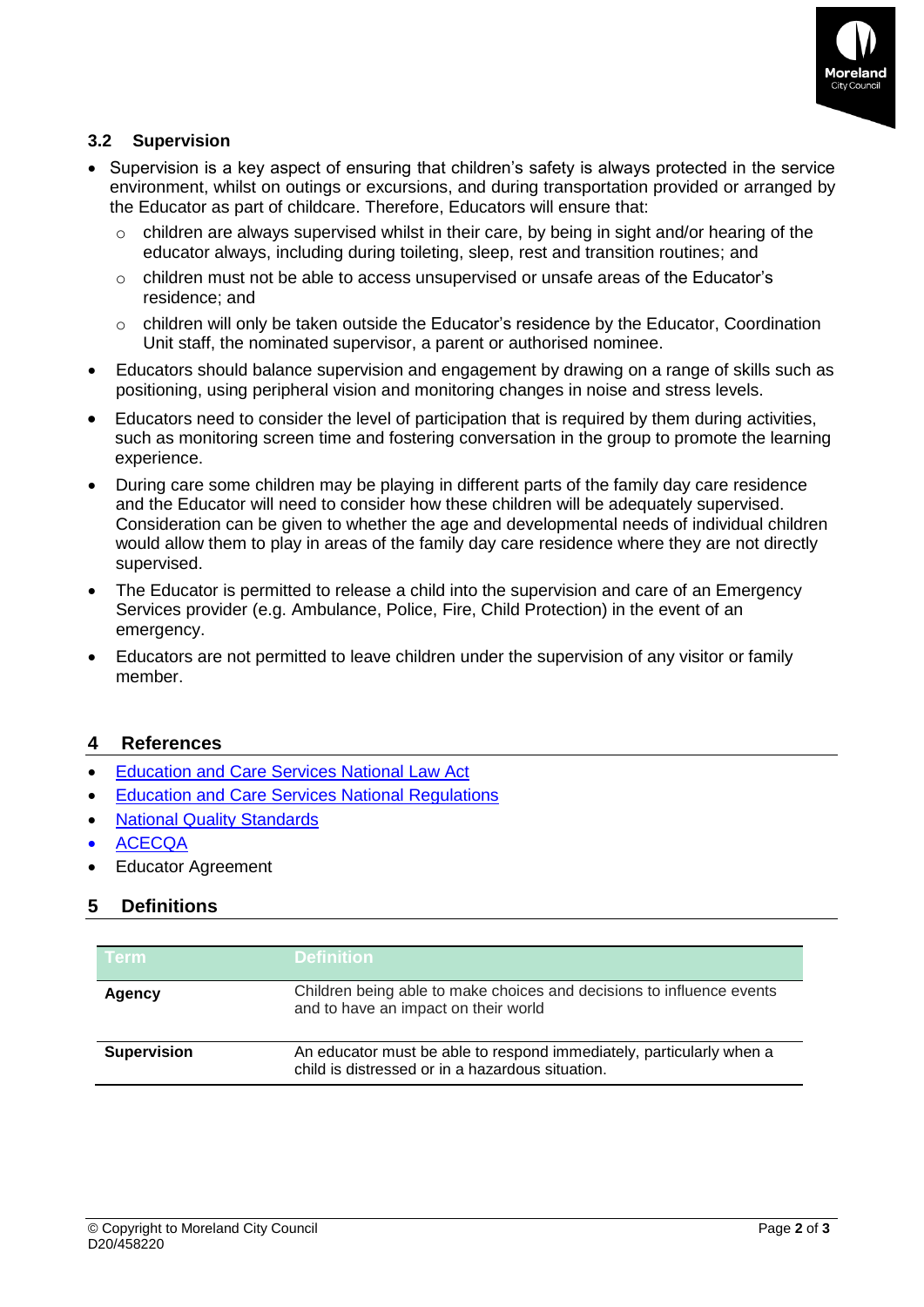### 3.2 Supervision

- Supervision is a key aspect of ensuring that children's safety is always protected in the service environment, whilst on outings or excursions, and during transportation provided or arranged by the Educator as part of childcare. Therefore, Educators will ensure that:
  - children are always supervised whilst in their care, by being in sight and/or hearing of the educator always, including during toileting, sleep, rest and transition routines; and
  - children must not be able to access unsupervised or unsafe areas of the Educator's residence; and
  - children will only be taken outside the Educator's residence by the Educator, Coordination Unit staff, the nominated supervisor, a parent or authorised nominee.
- Educators should balance supervision and engagement by drawing on a range of skills such as positioning, using peripheral vision and monitoring changes in noise and stress levels.
- Educators need to consider the level of participation that is required by them during activities, such as monitoring screen time and fostering conversation in the group to promote the learning experience.
- During care some children may be playing in different parts of the family day care residence and the Educator will need to consider how these children will be adequately supervised. Consideration can be given to whether the age and developmental needs of individual children would allow them to play in areas of the family day care residence where they are not directly supervised.
- The Educator is permitted to release a child into the supervision and care of an Emergency Services provider (e.g. Ambulance, Police, Fire, Child Protection) in the event of an emergency.
- Educators are not permitted to leave children under the supervision of any visitor or family member.

## 4 References

- Education and Care Services National Law Act
- Education and Care Services National Regulations
- National Quality Standards
- ACECQA
- Educator Agreement

## 5 Definitions

| Term | Definition |
|---|---|
| **Agency** | Children being able to make choices and decisions to influence events and to have an impact on their world |
| **Supervision** | An educator must be able to respond immediately, particularly when a child is distressed or in a hazardous situation. |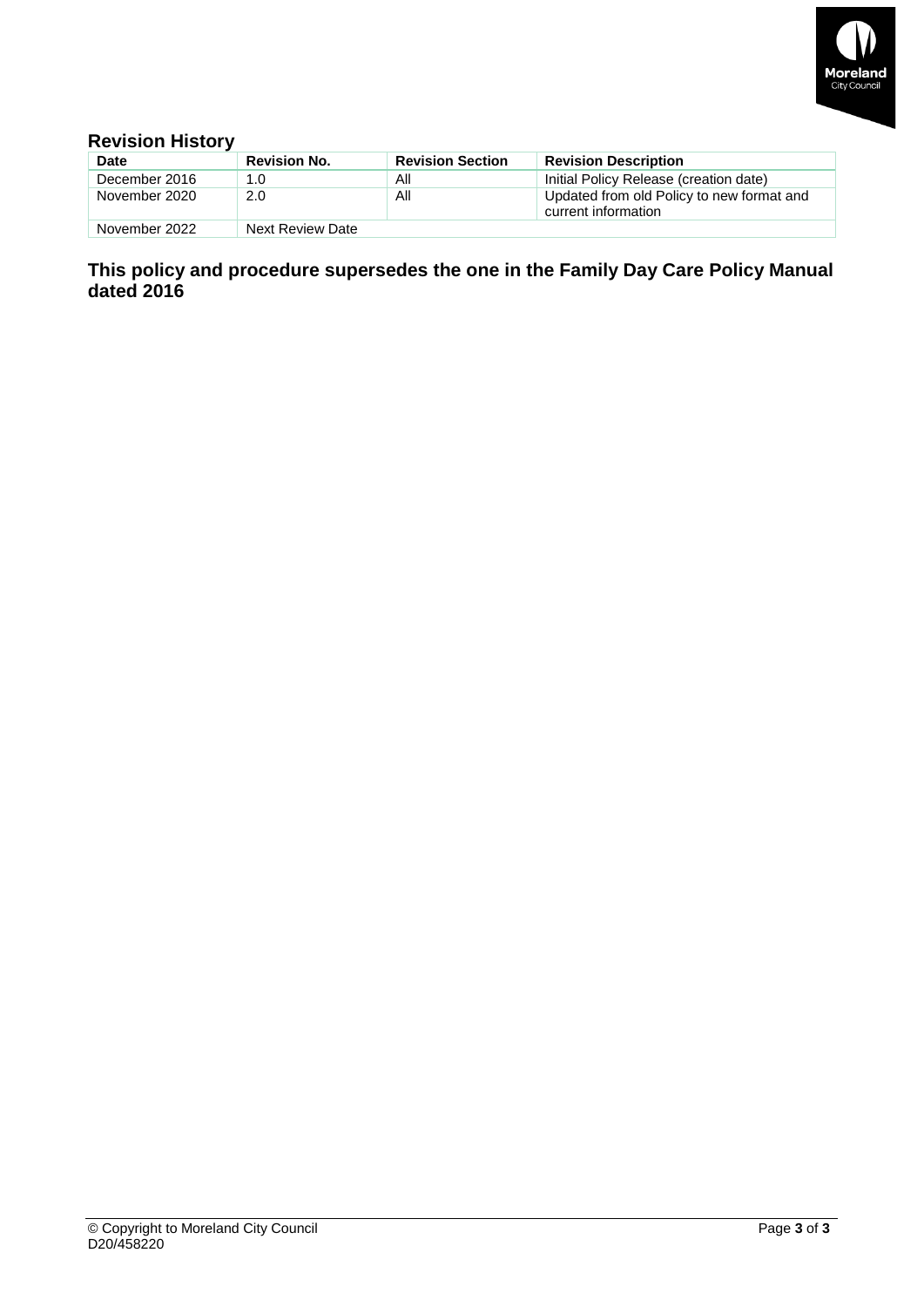## Revision History

| Date | Revision No. | Revision Section | Revision Description |
|---|---|---|---|
| December 2016 | 1.0 | All | Initial Policy Release (creation date) |
| November 2020 | 2.0 | All | Updated from old Policy to new format and current information |
| November 2022 | Next Review Date | | |

**This policy and procedure supersedes the one in the Family Day Care Policy Manual dated 2016**